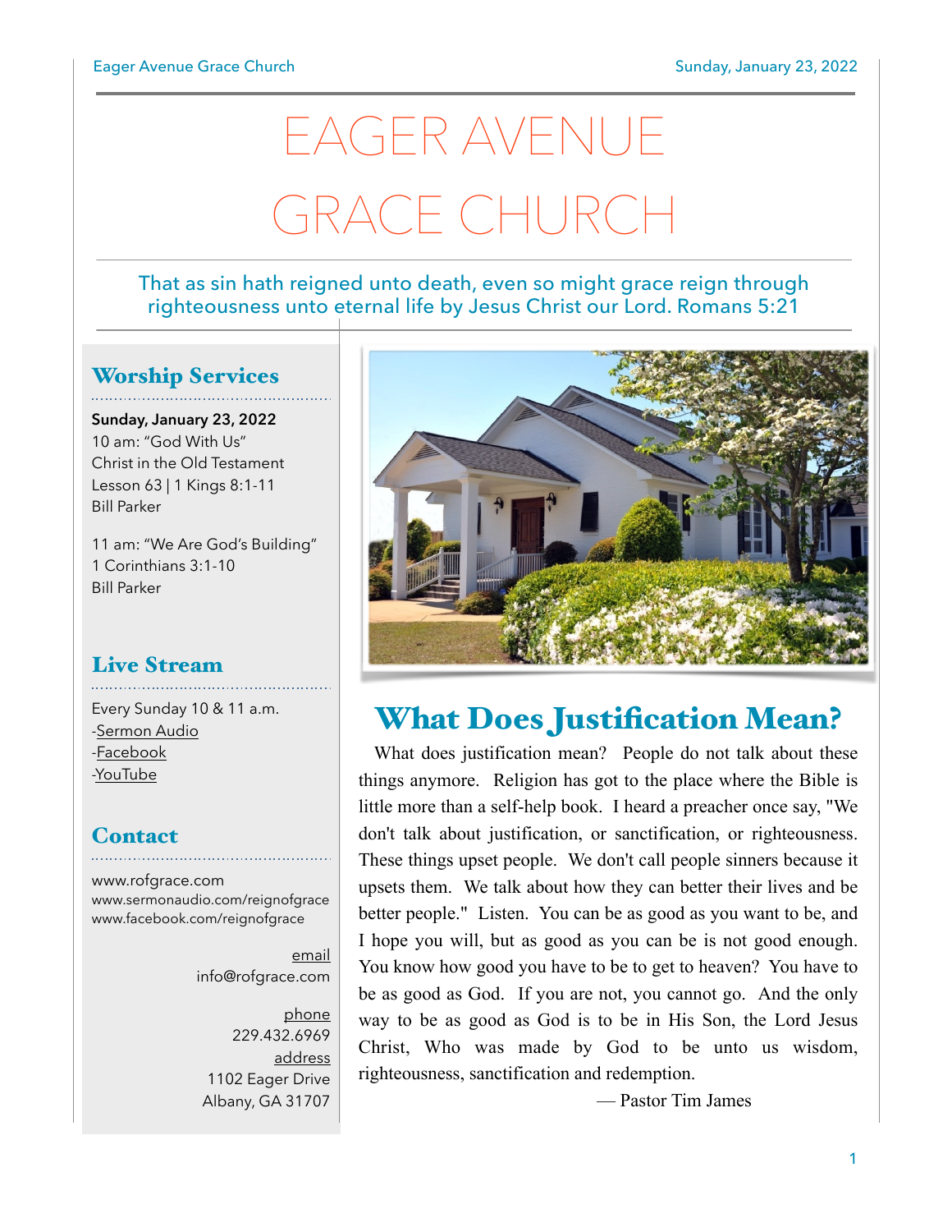# EAGER AVENUE GRACE CHURCH

That as sin hath reigned unto death, even so might grace reign through righteousness unto eternal life by Jesus Christ our Lord. Romans 5:21

## Worship Services

**Sunday, January 23, 2022**
10 am: "God With Us"
Christ in the Old Testament
Lesson 63 | 1 Kings 8:1-11
Bill Parker

11 am: "We Are God's Building"
1 Corinthians 3:1-10
Bill Parker

## Live Stream

Every Sunday 10 & 11 a.m.
-Sermon Audio
-Facebook
-YouTube

## Contact

www.rofgrace.com
www.sermonaudio.com/reignofgrace
www.facebook.com/reignofgrace

email
info@rofgrace.com

phone
229.432.6969

address
1102 Eager Drive
Albany, GA 31707

## What Does Justification Mean?

What does justification mean? People do not talk about these things anymore. Religion has got to the place where the Bible is little more than a self-help book. I heard a preacher once say, "We don't talk about justification, or sanctification, or righteousness. These things upset people. We don't call people sinners because it upsets them. We talk about how they can better their lives and be better people." Listen. You can be as good as you want to be, and I hope you will, but as good as you can be is not good enough. You know how good you have to be to get to heaven? You have to be as good as God. If you are not, you cannot go. And the only way to be as good as God is to be in His Son, the Lord Jesus Christ, Who was made by God to be unto us wisdom, righteousness, sanctification and redemption.

— Pastor Tim James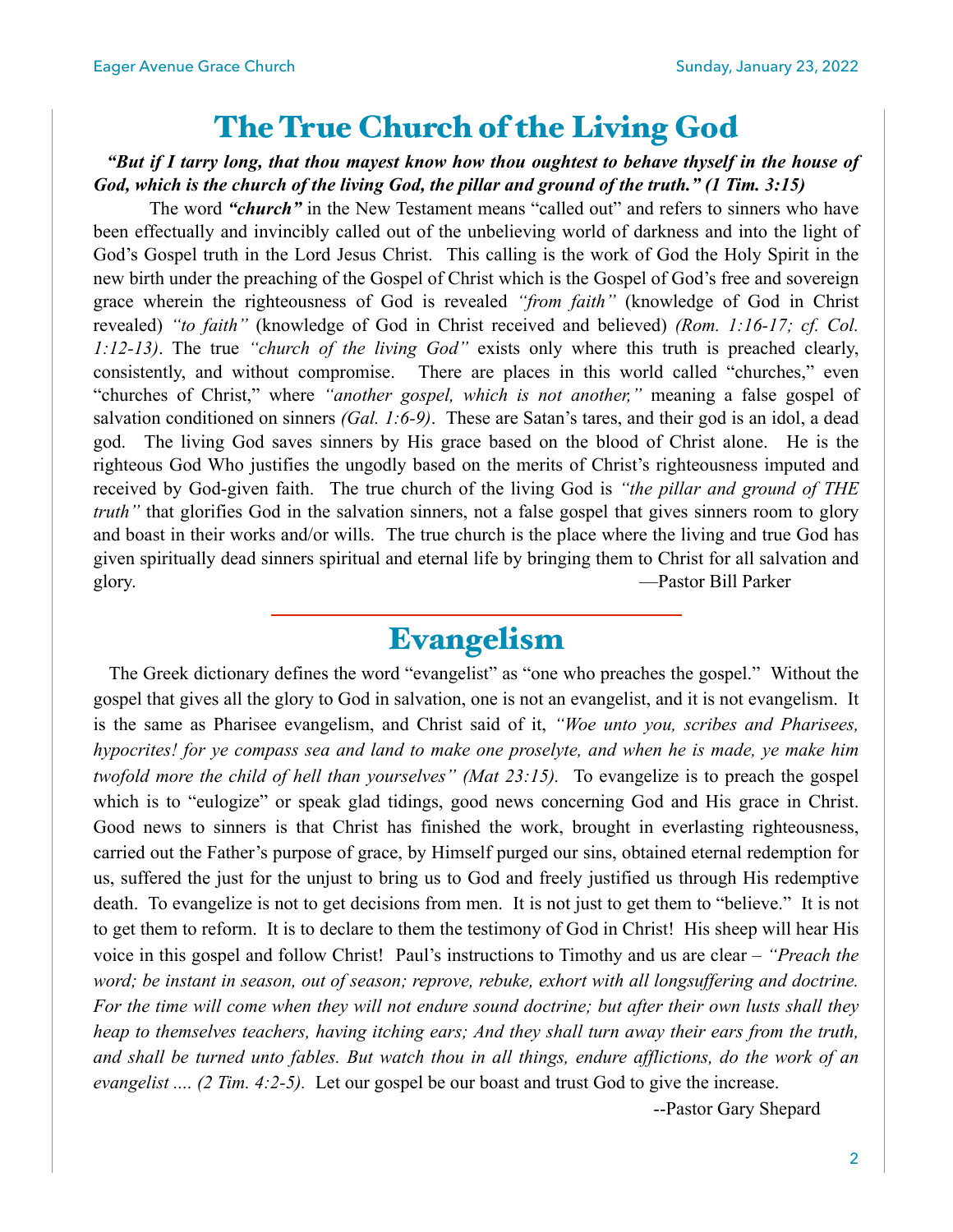# The True Church of the Living God

***"But if I tarry long, that thou mayest know how thou oughtest to behave thyself in the house of God, which is the church of the living God, the pillar and ground of the truth." (1 Tim. 3:15)***

The word ***"church"*** in the New Testament means "called out" and refers to sinners who have been effectually and invincibly called out of the unbelieving world of darkness and into the light of God's Gospel truth in the Lord Jesus Christ. This calling is the work of God the Holy Spirit in the new birth under the preaching of the Gospel of Christ which is the Gospel of God's free and sovereign grace wherein the righteousness of God is revealed *"from faith"* (knowledge of God in Christ revealed) *"to faith"* (knowledge of God in Christ received and believed) *(Rom. 1:16-17; cf. Col. 1:12-13)*. The true *"church of the living God"* exists only where this truth is preached clearly, consistently, and without compromise. There are places in this world called "churches," even "churches of Christ," where *"another gospel, which is not another,"* meaning a false gospel of salvation conditioned on sinners *(Gal. 1:6-9)*. These are Satan's tares, and their god is an idol, a dead god. The living God saves sinners by His grace based on the blood of Christ alone. He is the righteous God Who justifies the ungodly based on the merits of Christ's righteousness imputed and received by God-given faith. The true church of the living God is *"the pillar and ground of THE truth"* that glorifies God in the salvation sinners, not a false gospel that gives sinners room to glory and boast in their works and/or wills. The true church is the place where the living and true God has given spiritually dead sinners spiritual and eternal life by bringing them to Christ for all salvation and glory.

—Pastor Bill Parker

# Evangelism

The Greek dictionary defines the word "evangelist" as "one who preaches the gospel." Without the gospel that gives all the glory to God in salvation, one is not an evangelist, and it is not evangelism. It is the same as Pharisee evangelism, and Christ said of it, *"Woe unto you, scribes and Pharisees, hypocrites! for ye compass sea and land to make one proselyte, and when he is made, ye make him twofold more the child of hell than yourselves" (Mat 23:15).* To evangelize is to preach the gospel which is to "eulogize" or speak glad tidings, good news concerning God and His grace in Christ. Good news to sinners is that Christ has finished the work, brought in everlasting righteousness, carried out the Father's purpose of grace, by Himself purged our sins, obtained eternal redemption for us, suffered the just for the unjust to bring us to God and freely justified us through His redemptive death. To evangelize is not to get decisions from men. It is not just to get them to "believe." It is not to get them to reform. It is to declare to them the testimony of God in Christ! His sheep will hear His voice in this gospel and follow Christ! Paul's instructions to Timothy and us are clear – *"Preach the word; be instant in season, out of season; reprove, rebuke, exhort with all longsuffering and doctrine. For the time will come when they will not endure sound doctrine; but after their own lusts shall they heap to themselves teachers, having itching ears; And they shall turn away their ears from the truth, and shall be turned unto fables. But watch thou in all things, endure afflictions, do the work of an evangelist .... (2 Tim. 4:2-5).* Let our gospel be our boast and trust God to give the increase.

--Pastor Gary Shepard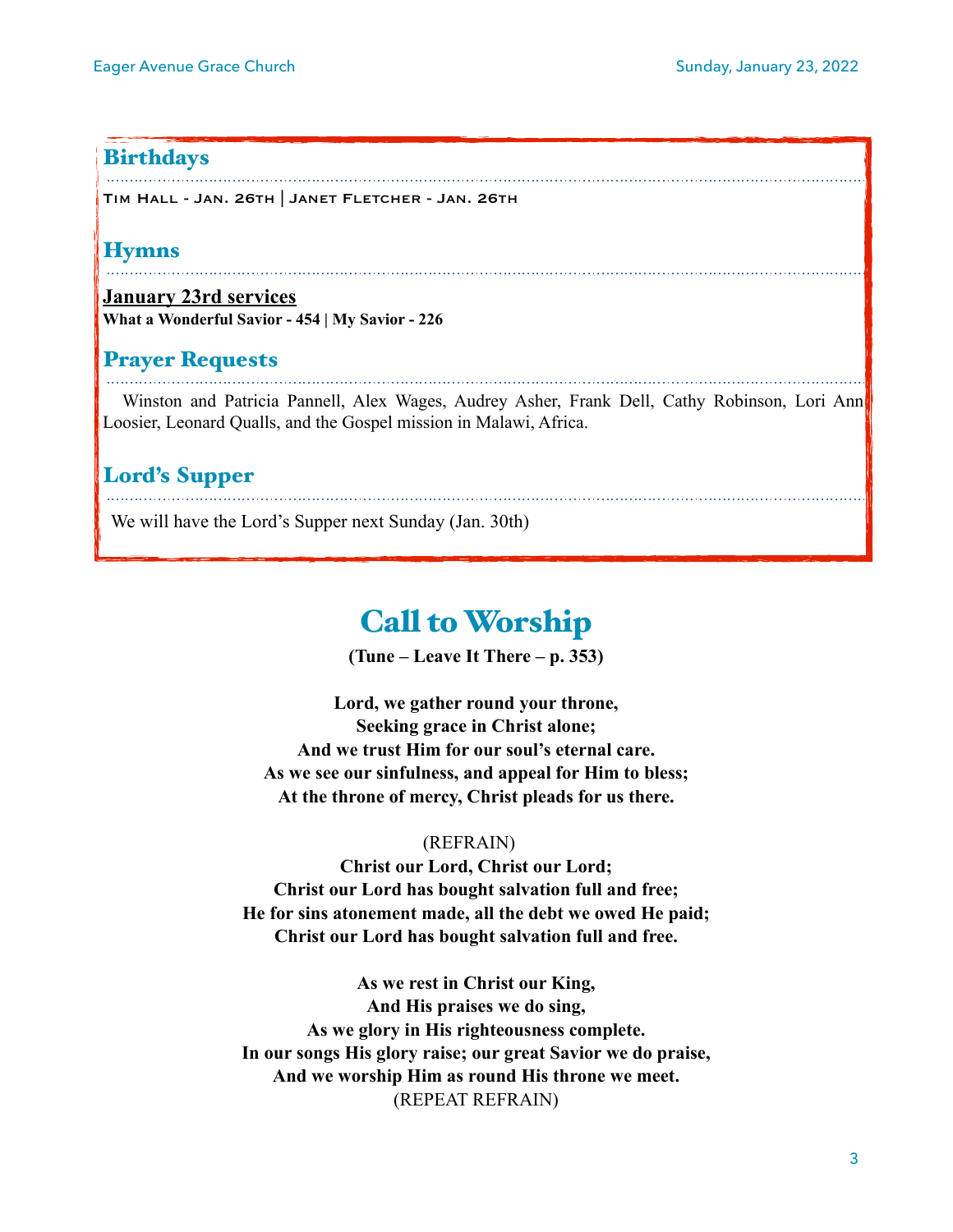## Birthdays

Tim Hall - Jan. 26th | Janet Fletcher - Jan. 26th

## Hymns

**<u>January 23rd services</u>**

**What a Wonderful Savior - 454 | My Savior - 226**

## Prayer Requests

Winston and Patricia Pannell, Alex Wages, Audrey Asher, Frank Dell, Cathy Robinson, Lori Ann Loosier, Leonard Qualls, and the Gospel mission in Malawi, Africa.

## Lord's Supper

We will have the Lord's Supper next Sunday (Jan. 30th)

# Call to Worship

**(Tune – Leave It There – p. 353)**

**Lord, we gather round your throne,**
**Seeking grace in Christ alone;**
**And we trust Him for our soul's eternal care.**
**As we see our sinfulness, and appeal for Him to bless;**
**At the throne of mercy, Christ pleads for us there.**

(REFRAIN)
**Christ our Lord, Christ our Lord;**
**Christ our Lord has bought salvation full and free;**
**He for sins atonement made, all the debt we owed He paid;**
**Christ our Lord has bought salvation full and free.**

**As we rest in Christ our King,**
**And His praises we do sing,**
**As we glory in His righteousness complete.**
**In our songs His glory raise; our great Savior we do praise,**
**And we worship Him as round His throne we meet.**
(REPEAT REFRAIN)